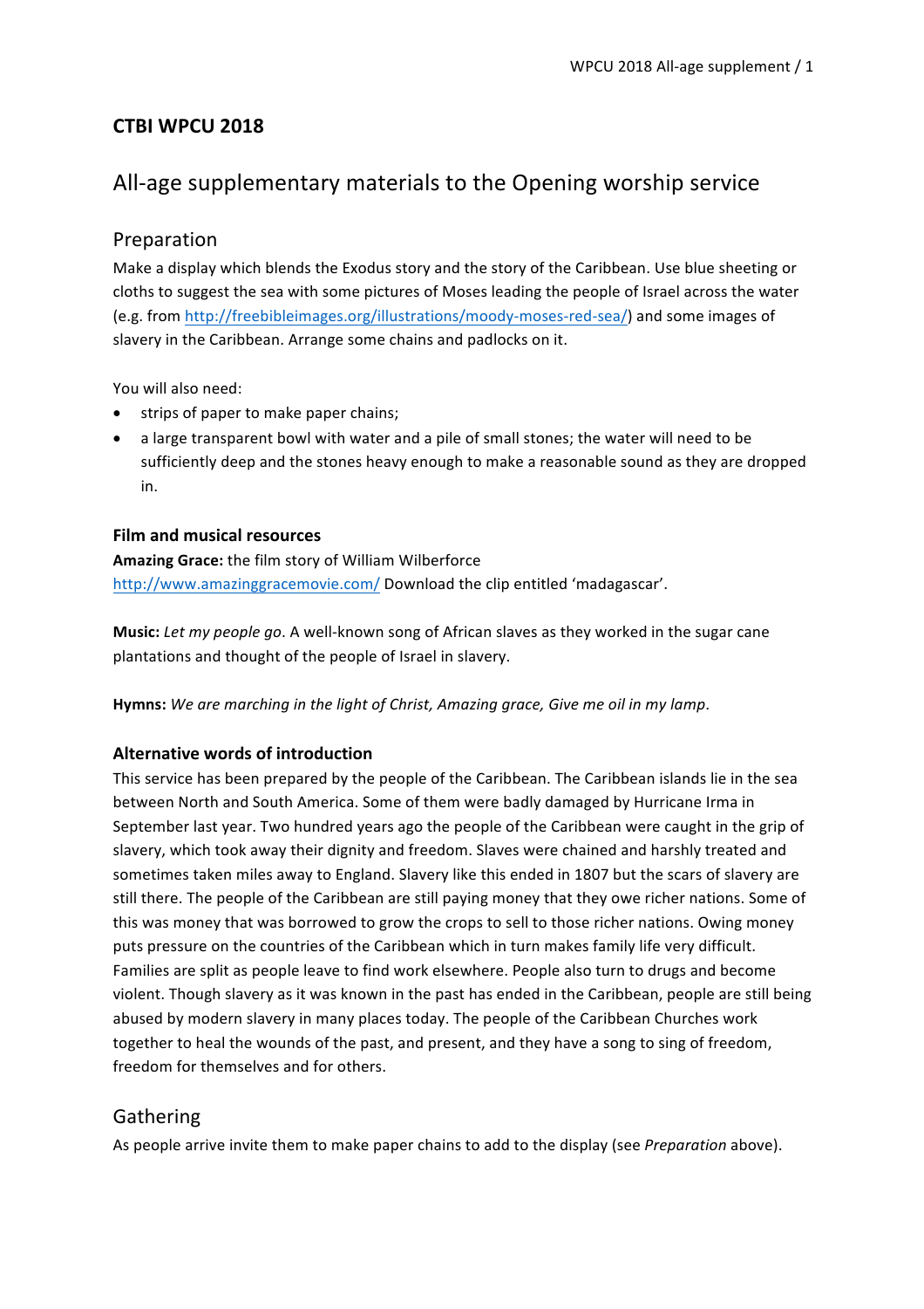# CTBI WPCU 2018

## All-age supplementary materials to the Opening worship service

### Preparation

Make a display which blends the Exodus story and the story of the Caribbean. Use blue sheeting or cloths to suggest the sea with some pictures of Moses leading the people of Israel across the water (e.g. from http://freebibleimages.org/illustrations/moody-moses-red-sea/) and some images of slavery in the Caribbean. Arrange some chains and padlocks on it.

You will also need:

- strips of paper to make paper chains;
- a large transparent bowl with water and a pile of small stones; the water will need to be sufficiently deep and the stones heavy enough to make a reasonable sound as they are dropped in.

#### Film and musical resources

**Amazing Grace:** the film story of William Wilberforce
http://www.amazinggracemovie.com/ Download the clip entitled 'madagascar'.

**Music:** *Let my people go*. A well-known song of African slaves as they worked in the sugar cane plantations and thought of the people of Israel in slavery.

**Hymns:** *We are marching in the light of Christ, Amazing grace, Give me oil in my lamp*.

#### Alternative words of introduction

This service has been prepared by the people of the Caribbean. The Caribbean islands lie in the sea between North and South America. Some of them were badly damaged by Hurricane Irma in September last year. Two hundred years ago the people of the Caribbean were caught in the grip of slavery, which took away their dignity and freedom. Slaves were chained and harshly treated and sometimes taken miles away to England. Slavery like this ended in 1807 but the scars of slavery are still there. The people of the Caribbean are still paying money that they owe richer nations. Some of this was money that was borrowed to grow the crops to sell to those richer nations. Owing money puts pressure on the countries of the Caribbean which in turn makes family life very difficult. Families are split as people leave to find work elsewhere. People also turn to drugs and become violent. Though slavery as it was known in the past has ended in the Caribbean, people are still being abused by modern slavery in many places today. The people of the Caribbean Churches work together to heal the wounds of the past, and present, and they have a song to sing of freedom, freedom for themselves and for others.

### Gathering

As people arrive invite them to make paper chains to add to the display (see *Preparation* above).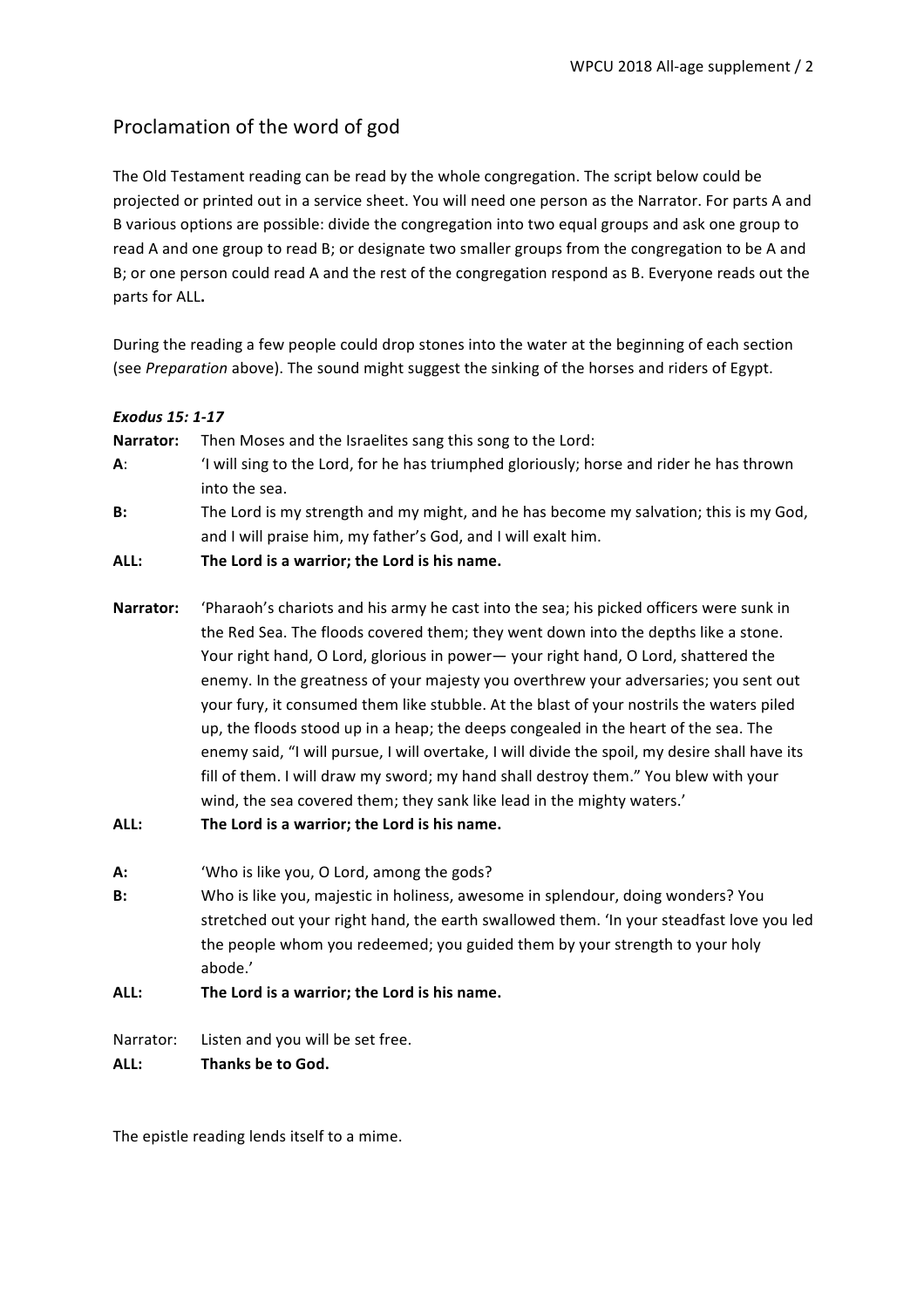## Proclamation of the word of god

The Old Testament reading can be read by the whole congregation. The script below could be projected or printed out in a service sheet. You will need one person as the Narrator. For parts A and B various options are possible: divide the congregation into two equal groups and ask one group to read A and one group to read B; or designate two smaller groups from the congregation to be A and B; or one person could read A and the rest of the congregation respond as B. Everyone reads out the parts for ALL**.**

During the reading a few people could drop stones into the water at the beginning of each section (see *Preparation* above). The sound might suggest the sinking of the horses and riders of Egypt.

***Exodus 15: 1-17***

**Narrator:** Then Moses and the Israelites sang this song to the Lord:

**A**: 'I will sing to the Lord, for he has triumphed gloriously; horse and rider he has thrown into the sea.

**B:** The Lord is my strength and my might, and he has become my salvation; this is my God, and I will praise him, my father's God, and I will exalt him.

**ALL: The Lord is a warrior; the Lord is his name.**

**Narrator:** 'Pharaoh's chariots and his army he cast into the sea; his picked officers were sunk in the Red Sea. The floods covered them; they went down into the depths like a stone. Your right hand, O Lord, glorious in power— your right hand, O Lord, shattered the enemy. In the greatness of your majesty you overthrew your adversaries; you sent out your fury, it consumed them like stubble. At the blast of your nostrils the waters piled up, the floods stood up in a heap; the deeps congealed in the heart of the sea. The enemy said, "I will pursue, I will overtake, I will divide the spoil, my desire shall have its fill of them. I will draw my sword; my hand shall destroy them." You blew with your wind, the sea covered them; they sank like lead in the mighty waters.'

**ALL: The Lord is a warrior; the Lord is his name.**

**A:** 'Who is like you, O Lord, among the gods?

**B:** Who is like you, majestic in holiness, awesome in splendour, doing wonders? You stretched out your right hand, the earth swallowed them. 'In your steadfast love you led the people whom you redeemed; you guided them by your strength to your holy abode.'

**ALL: The Lord is a warrior; the Lord is his name.**

Narrator: Listen and you will be set free.

**ALL: Thanks be to God.**

The epistle reading lends itself to a mime.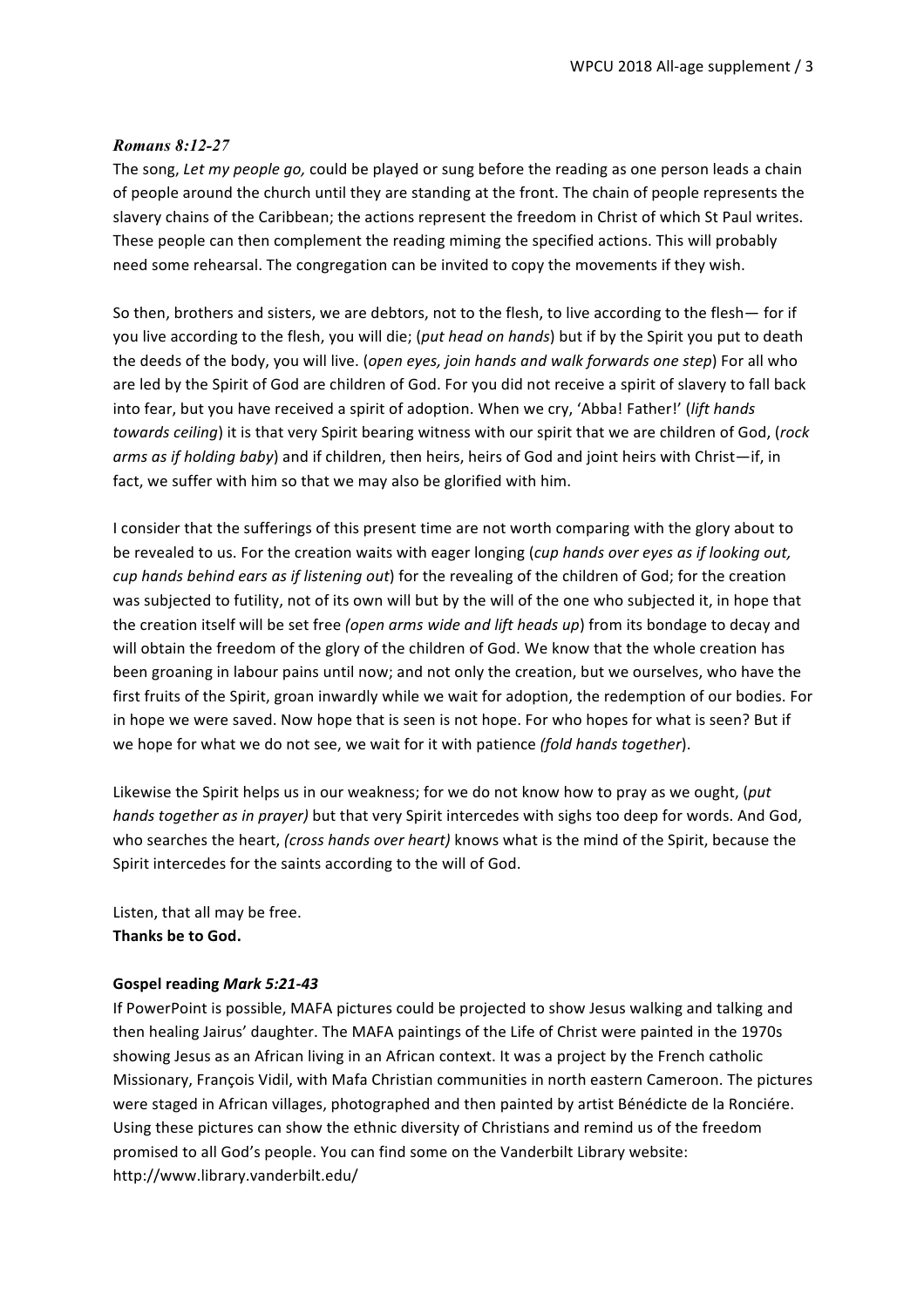### *Romans 8:12-27*

The song, *Let my people go,* could be played or sung before the reading as one person leads a chain of people around the church until they are standing at the front. The chain of people represents the slavery chains of the Caribbean; the actions represent the freedom in Christ of which St Paul writes. These people can then complement the reading miming the specified actions. This will probably need some rehearsal. The congregation can be invited to copy the movements if they wish.

So then, brothers and sisters, we are debtors, not to the flesh, to live according to the flesh— for if you live according to the flesh, you will die; (*put head on hands*) but if by the Spirit you put to death the deeds of the body, you will live. (*open eyes, join hands and walk forwards one step*) For all who are led by the Spirit of God are children of God. For you did not receive a spirit of slavery to fall back into fear, but you have received a spirit of adoption. When we cry, 'Abba! Father!' (*lift hands towards ceiling*) it is that very Spirit bearing witness with our spirit that we are children of God, (*rock arms as if holding baby*) and if children, then heirs, heirs of God and joint heirs with Christ—if, in fact, we suffer with him so that we may also be glorified with him.

I consider that the sufferings of this present time are not worth comparing with the glory about to be revealed to us. For the creation waits with eager longing (*cup hands over eyes as if looking out, cup hands behind ears as if listening out*) for the revealing of the children of God; for the creation was subjected to futility, not of its own will but by the will of the one who subjected it, in hope that the creation itself will be set free *(open arms wide and lift heads up*) from its bondage to decay and will obtain the freedom of the glory of the children of God. We know that the whole creation has been groaning in labour pains until now; and not only the creation, but we ourselves, who have the first fruits of the Spirit, groan inwardly while we wait for adoption, the redemption of our bodies. For in hope we were saved. Now hope that is seen is not hope. For who hopes for what is seen? But if we hope for what we do not see, we wait for it with patience *(fold hands together*).

Likewise the Spirit helps us in our weakness; for we do not know how to pray as we ought, (*put hands together as in prayer)* but that very Spirit intercedes with sighs too deep for words. And God, who searches the heart, *(cross hands over heart)* knows what is the mind of the Spirit, because the Spirit intercedes for the saints according to the will of God.

Listen, that all may be free.
**Thanks be to God.**

**Gospel reading *Mark 5:21-43***

If PowerPoint is possible, MAFA pictures could be projected to show Jesus walking and talking and then healing Jairus' daughter. The MAFA paintings of the Life of Christ were painted in the 1970s showing Jesus as an African living in an African context. It was a project by the French catholic Missionary, François Vidil, with Mafa Christian communities in north eastern Cameroon. The pictures were staged in African villages, photographed and then painted by artist Bénédicte de la Ronciére. Using these pictures can show the ethnic diversity of Christians and remind us of the freedom promised to all God's people. You can find some on the Vanderbilt Library website: http://www.library.vanderbilt.edu/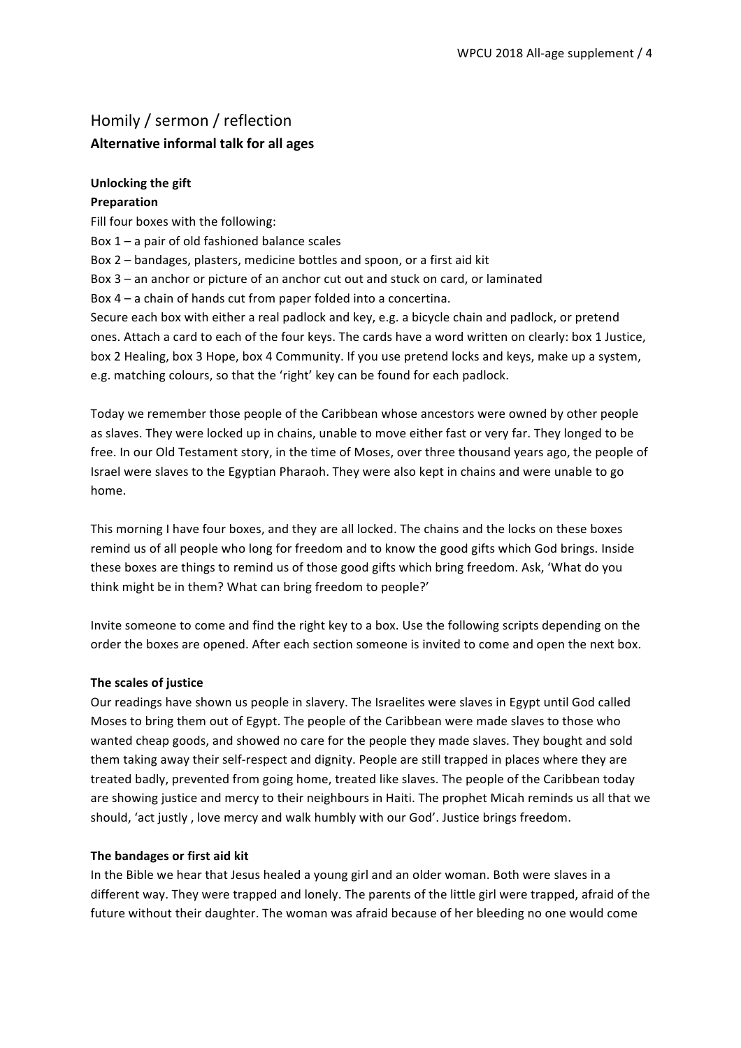## Homily / sermon / reflection

### Alternative informal talk for all ages

**Unlocking the gift**

**Preparation**

Fill four boxes with the following:
Box 1 – a pair of old fashioned balance scales
Box 2 – bandages, plasters, medicine bottles and spoon, or a first aid kit
Box 3 – an anchor or picture of an anchor cut out and stuck on card, or laminated
Box 4 – a chain of hands cut from paper folded into a concertina.
Secure each box with either a real padlock and key, e.g. a bicycle chain and padlock, or pretend ones. Attach a card to each of the four keys. The cards have a word written on clearly: box 1 Justice, box 2 Healing, box 3 Hope, box 4 Community. If you use pretend locks and keys, make up a system, e.g. matching colours, so that the 'right' key can be found for each padlock.

Today we remember those people of the Caribbean whose ancestors were owned by other people as slaves. They were locked up in chains, unable to move either fast or very far. They longed to be free. In our Old Testament story, in the time of Moses, over three thousand years ago, the people of Israel were slaves to the Egyptian Pharaoh. They were also kept in chains and were unable to go home.

This morning I have four boxes, and they are all locked. The chains and the locks on these boxes remind us of all people who long for freedom and to know the good gifts which God brings. Inside these boxes are things to remind us of those good gifts which bring freedom. Ask, 'What do you think might be in them? What can bring freedom to people?'

Invite someone to come and find the right key to a box. Use the following scripts depending on the order the boxes are opened. After each section someone is invited to come and open the next box.

**The scales of justice**

Our readings have shown us people in slavery. The Israelites were slaves in Egypt until God called Moses to bring them out of Egypt. The people of the Caribbean were made slaves to those who wanted cheap goods, and showed no care for the people they made slaves. They bought and sold them taking away their self-respect and dignity. People are still trapped in places where they are treated badly, prevented from going home, treated like slaves. The people of the Caribbean today are showing justice and mercy to their neighbours in Haiti. The prophet Micah reminds us all that we should, 'act justly , love mercy and walk humbly with our God'. Justice brings freedom.

**The bandages or first aid kit**

In the Bible we hear that Jesus healed a young girl and an older woman. Both were slaves in a different way. They were trapped and lonely. The parents of the little girl were trapped, afraid of the future without their daughter. The woman was afraid because of her bleeding no one would come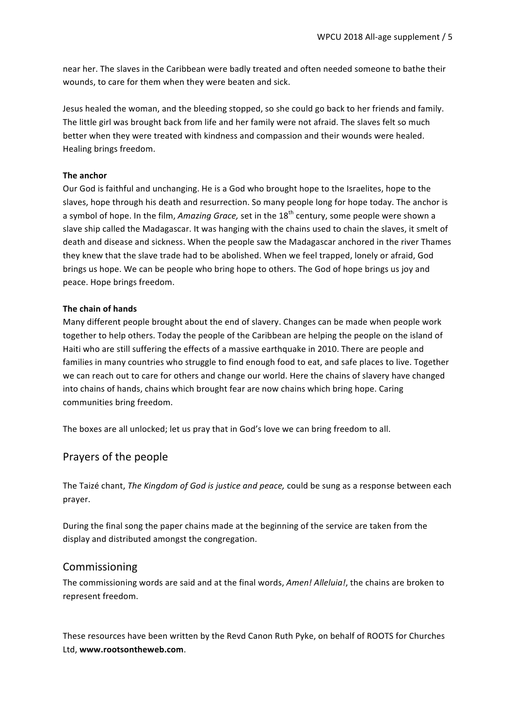near her. The slaves in the Caribbean were badly treated and often needed someone to bathe their wounds, to care for them when they were beaten and sick.

Jesus healed the woman, and the bleeding stopped, so she could go back to her friends and family. The little girl was brought back from life and her family were not afraid. The slaves felt so much better when they were treated with kindness and compassion and their wounds were healed. Healing brings freedom.

**The anchor**

Our God is faithful and unchanging. He is a God who brought hope to the Israelites, hope to the slaves, hope through his death and resurrection. So many people long for hope today. The anchor is a symbol of hope. In the film, *Amazing Grace,* set in the 18th century, some people were shown a slave ship called the Madagascar. It was hanging with the chains used to chain the slaves, it smelt of death and disease and sickness. When the people saw the Madagascar anchored in the river Thames they knew that the slave trade had to be abolished. When we feel trapped, lonely or afraid, God brings us hope. We can be people who bring hope to others. The God of hope brings us joy and peace. Hope brings freedom.

**The chain of hands**

Many different people brought about the end of slavery. Changes can be made when people work together to help others. Today the people of the Caribbean are helping the people on the island of Haiti who are still suffering the effects of a massive earthquake in 2010. There are people and families in many countries who struggle to find enough food to eat, and safe places to live. Together we can reach out to care for others and change our world. Here the chains of slavery have changed into chains of hands, chains which brought fear are now chains which bring hope. Caring communities bring freedom.

The boxes are all unlocked; let us pray that in God's love we can bring freedom to all.

## Prayers of the people

The Taizé chant, *The Kingdom of God is justice and peace,* could be sung as a response between each prayer.

During the final song the paper chains made at the beginning of the service are taken from the display and distributed amongst the congregation.

## Commissioning

The commissioning words are said and at the final words, *Amen! Alleluia!*, the chains are broken to represent freedom.

These resources have been written by the Revd Canon Ruth Pyke, on behalf of ROOTS for Churches Ltd, **www.rootsontheweb.com**.